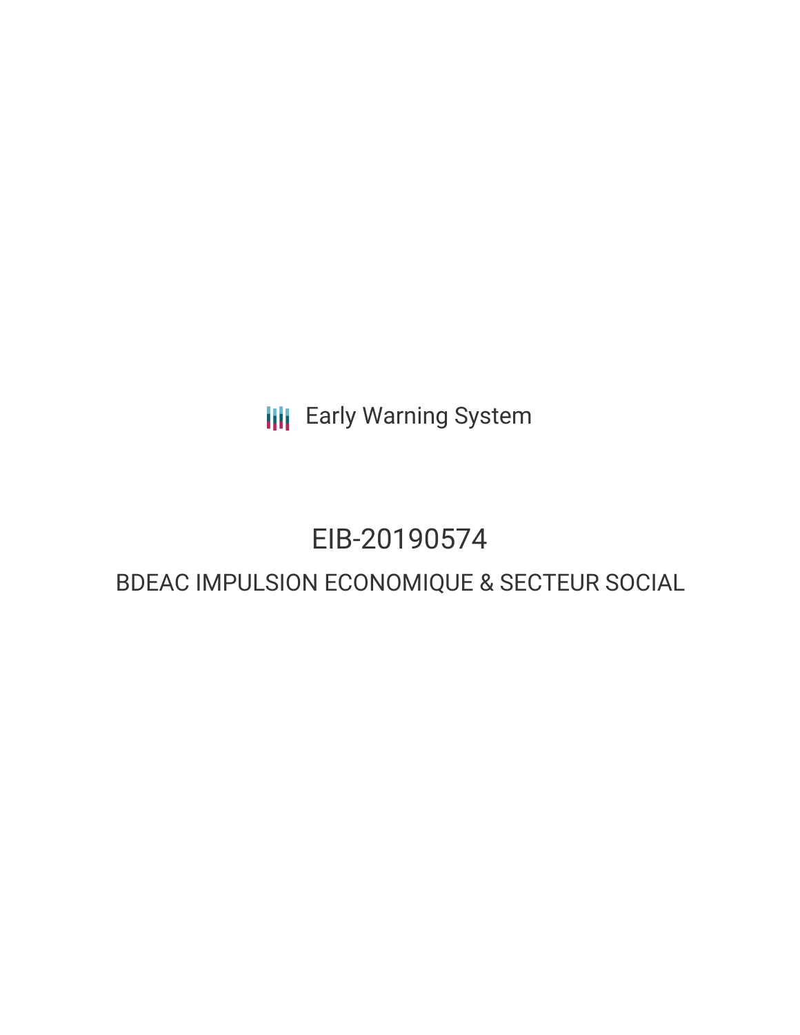Early Warning System

# EIB-20190574

## BDEAC IMPULSION ECONOMIQUE & SECTEUR SOCIAL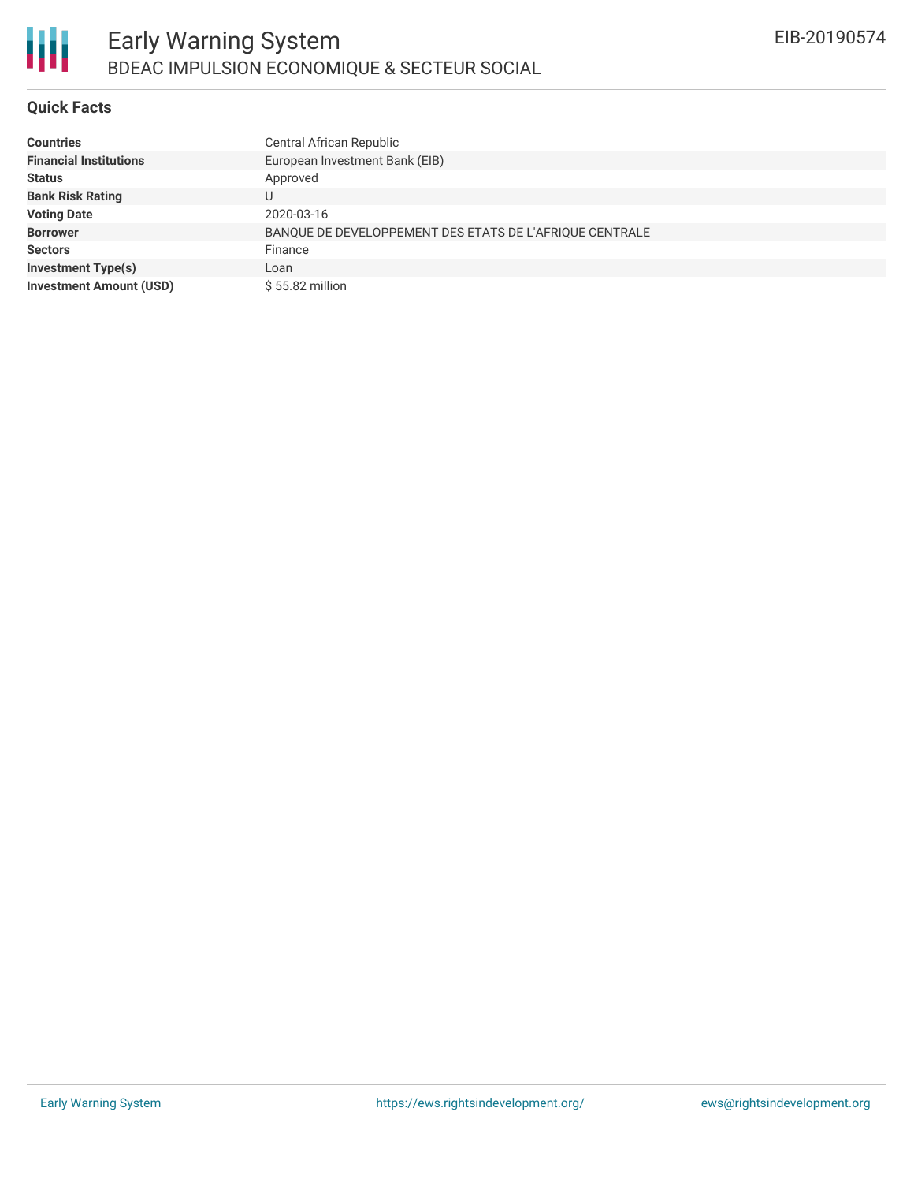# Early Warning System

## BDEAC IMPULSION ECONOMIQUE & SECTEUR SOCIAL

EIB-20190574

### Quick Facts

| | |
|---|---|
| **Countries** | Central African Republic |
| **Financial Institutions** | European Investment Bank (EIB) |
| **Status** | Approved |
| **Bank Risk Rating** | U |
| **Voting Date** | 2020-03-16 |
| **Borrower** | BANQUE DE DEVELOPPEMENT DES ETATS DE L'AFRIQUE CENTRALE |
| **Sectors** | Finance |
| **Investment Type(s)** | Loan |
| **Investment Amount (USD)** | $ 55.82 million |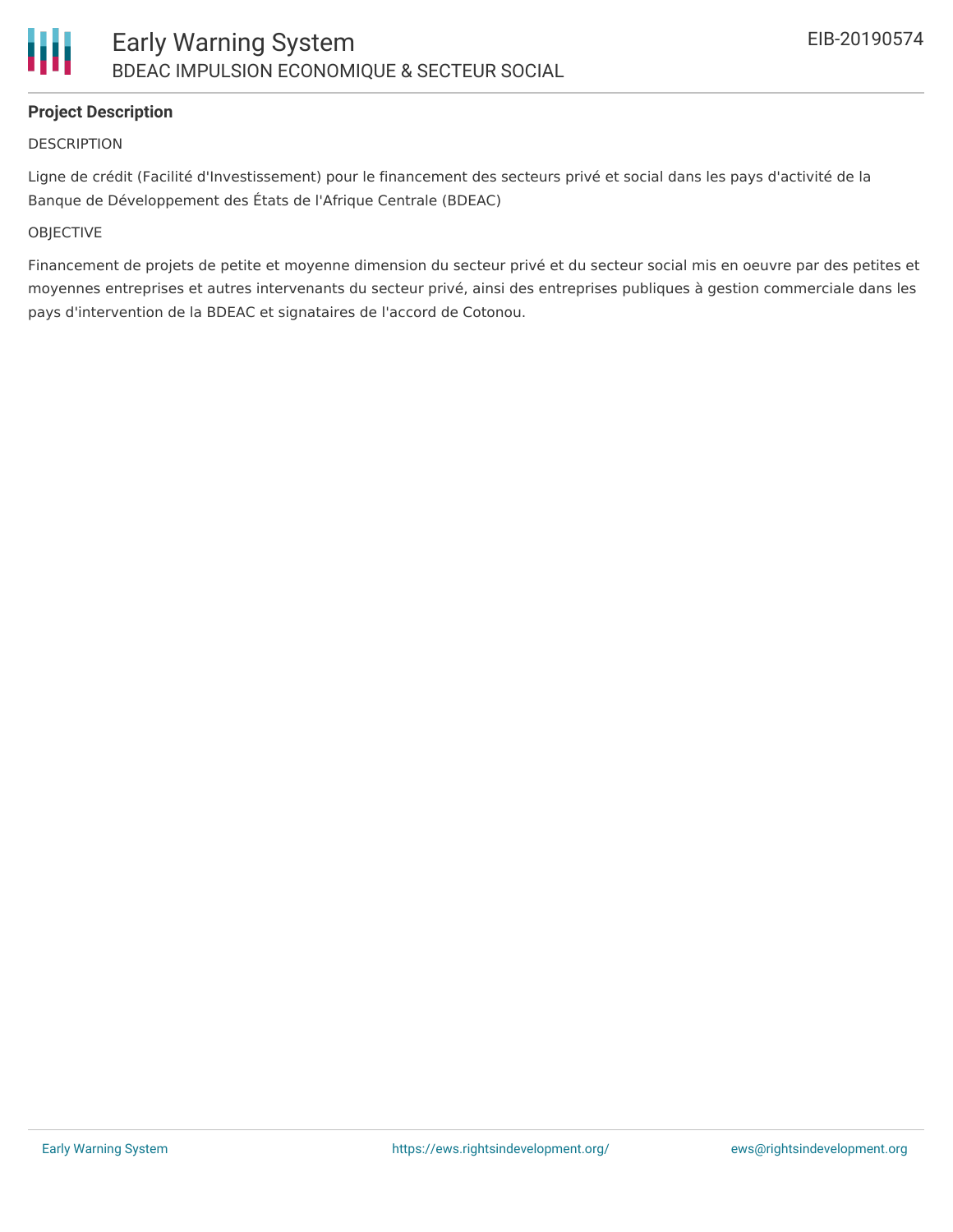## Project Description

DESCRIPTION

Ligne de crédit (Facilité d'Investissement) pour le financement des secteurs privé et social dans les pays d'activité de la Banque de Développement des États de l'Afrique Centrale (BDEAC)

OBJECTIVE

Financement de projets de petite et moyenne dimension du secteur privé et du secteur social mis en oeuvre par des petites et moyennes entreprises et autres intervenants du secteur privé, ainsi des entreprises publiques à gestion commerciale dans les pays d'intervention de la BDEAC et signataires de l'accord de Cotonou.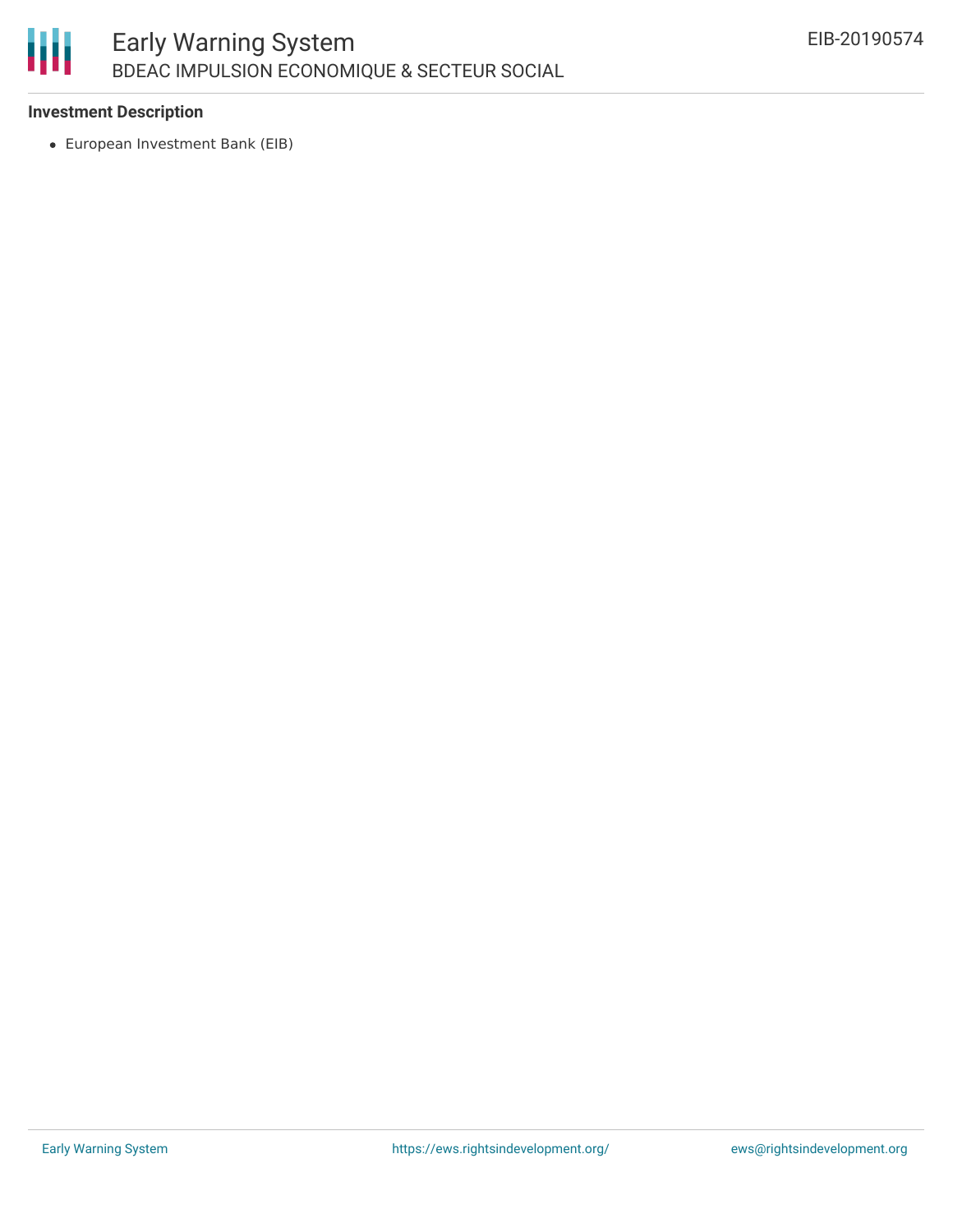### Investment Description

- European Investment Bank (EIB)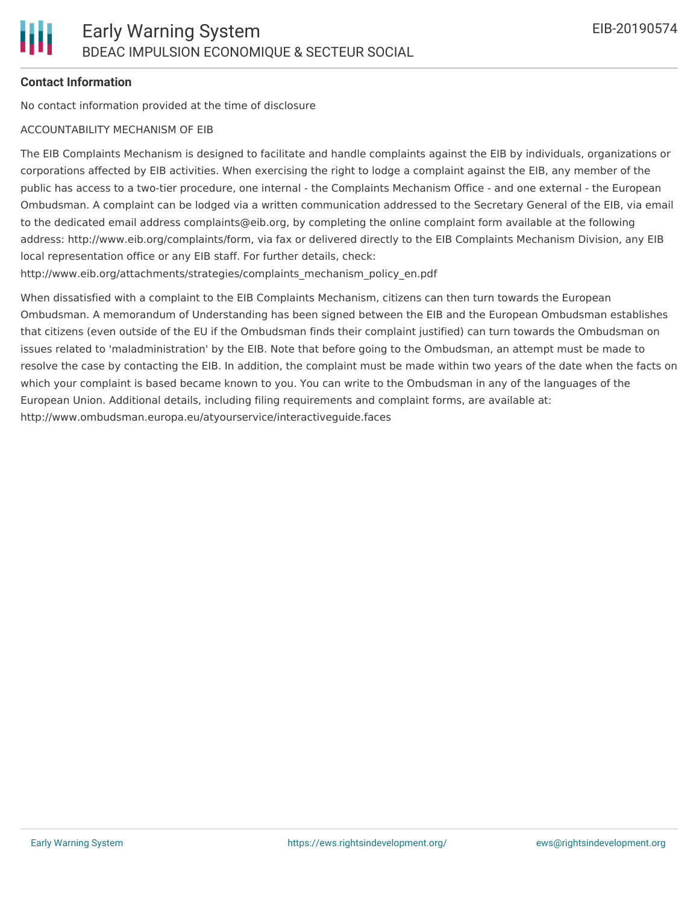**Contact Information**

No contact information provided at the time of disclosure

ACCOUNTABILITY MECHANISM OF EIB

The EIB Complaints Mechanism is designed to facilitate and handle complaints against the EIB by individuals, organizations or corporations affected by EIB activities. When exercising the right to lodge a complaint against the EIB, any member of the public has access to a two-tier procedure, one internal - the Complaints Mechanism Office - and one external - the European Ombudsman. A complaint can be lodged via a written communication addressed to the Secretary General of the EIB, via email to the dedicated email address complaints@eib.org, by completing the online complaint form available at the following address: http://www.eib.org/complaints/form, via fax or delivered directly to the EIB Complaints Mechanism Division, any EIB local representation office or any EIB staff. For further details, check: http://www.eib.org/attachments/strategies/complaints_mechanism_policy_en.pdf

When dissatisfied with a complaint to the EIB Complaints Mechanism, citizens can then turn towards the European Ombudsman. A memorandum of Understanding has been signed between the EIB and the European Ombudsman establishes that citizens (even outside of the EU if the Ombudsman finds their complaint justified) can turn towards the Ombudsman on issues related to 'maladministration' by the EIB. Note that before going to the Ombudsman, an attempt must be made to resolve the case by contacting the EIB. In addition, the complaint must be made within two years of the date when the facts on which your complaint is based became known to you. You can write to the Ombudsman in any of the languages of the European Union. Additional details, including filing requirements and complaint forms, are available at: http://www.ombudsman.europa.eu/atyourservice/interactiveguide.faces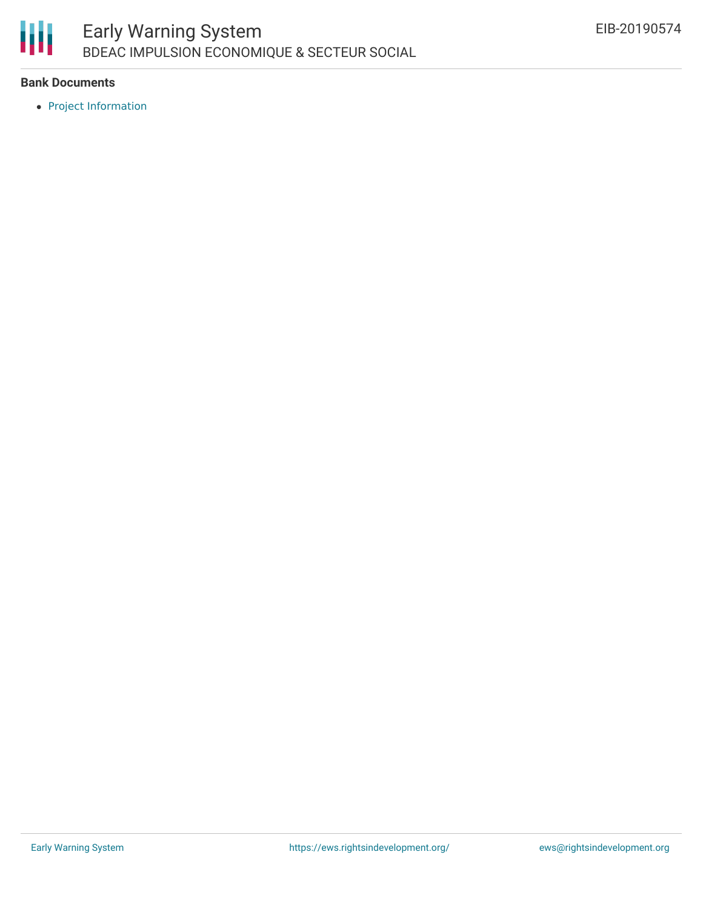**Bank Documents**

- Project Information